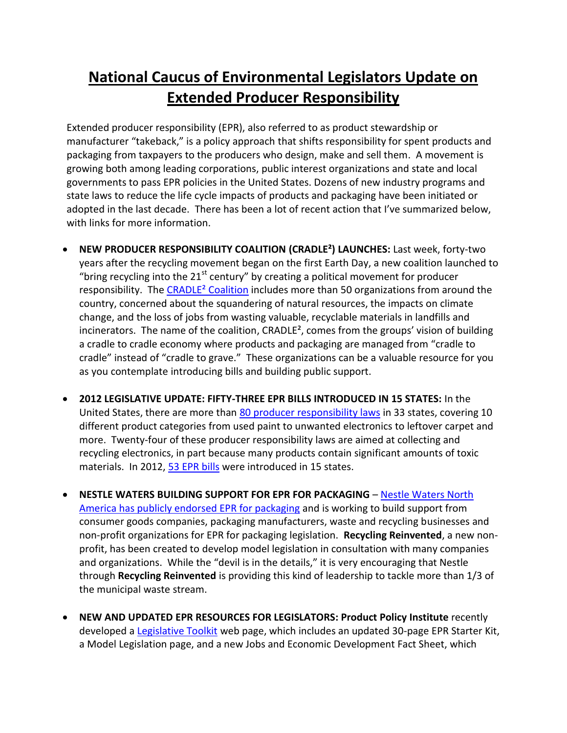# National Caucus of Environmental Legislators Update on Extended Producer Responsibility

Extended producer responsibility (EPR), also referred to as product stewardship or manufacturer "takeback," is a policy approach that shifts responsibility for spent products and packaging from taxpayers to the producers who design, make and sell them. A movement is growing both among leading corporations, public interest organizations and state and local governments to pass EPR policies in the United States. Dozens of new industry programs and state laws to reduce the life cycle impacts of products and packaging have been initiated or adopted in the last decade. There has been a lot of recent action that I've summarized below, with links for more information.

- **NEW PRODUCER RESPONSIBILITY COALITION (CRADLE²) LAUNCHES:** Last week, forty-two years after the recycling movement began on the first Earth Day, a new coalition launched to "bring recycling into the 21st century" by creating a political movement for producer responsibility. The CRADLE² Coalition includes more than 50 organizations from around the country, concerned about the squandering of natural resources, the impacts on climate change, and the loss of jobs from wasting valuable, recyclable materials in landfills and incinerators. The name of the coalition, CRADLE², comes from the groups' vision of building a cradle to cradle economy where products and packaging are managed from "cradle to cradle" instead of "cradle to grave." These organizations can be a valuable resource for you as you contemplate introducing bills and building public support.

- **2012 LEGISLATIVE UPDATE: FIFTY-THREE EPR BILLS INTRODUCED IN 15 STATES:** In the United States, there are more than 80 producer responsibility laws in 33 states, covering 10 different product categories from used paint to unwanted electronics to leftover carpet and more. Twenty-four of these producer responsibility laws are aimed at collecting and recycling electronics, in part because many products contain significant amounts of toxic materials. In 2012, 53 EPR bills were introduced in 15 states.

- **NESTLE WATERS BUILDING SUPPORT FOR EPR FOR PACKAGING** – Nestle Waters North America has publicly endorsed EPR for packaging and is working to build support from consumer goods companies, packaging manufacturers, waste and recycling businesses and non-profit organizations for EPR for packaging legislation. **Recycling Reinvented**, a new non-profit, has been created to develop model legislation in consultation with many companies and organizations. While the "devil is in the details," it is very encouraging that Nestle through **Recycling Reinvented** is providing this kind of leadership to tackle more than 1/3 of the municipal waste stream.

- **NEW AND UPDATED EPR RESOURCES FOR LEGISLATORS: Product Policy Institute** recently developed a Legislative Toolkit web page, which includes an updated 30-page EPR Starter Kit, a Model Legislation page, and a new Jobs and Economic Development Fact Sheet, which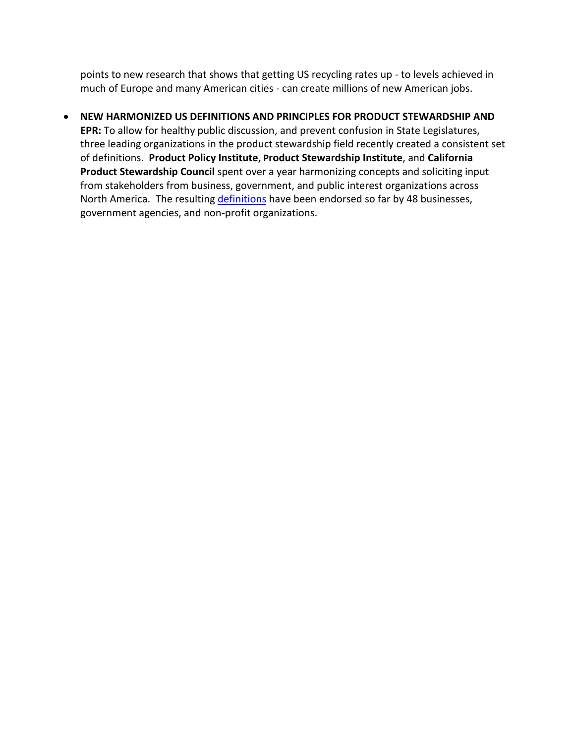points to new research that shows that getting US recycling rates up - to levels achieved in much of Europe and many American cities - can create millions of new American jobs.

- **NEW HARMONIZED US DEFINITIONS AND PRINCIPLES FOR PRODUCT STEWARDSHIP AND EPR:** To allow for healthy public discussion, and prevent confusion in State Legislatures, three leading organizations in the product stewardship field recently created a consistent set of definitions. **Product Policy Institute, Product Stewardship Institute**, and **California Product Stewardship Council** spent over a year harmonizing concepts and soliciting input from stakeholders from business, government, and public interest organizations across North America. The resulting definitions have been endorsed so far by 48 businesses, government agencies, and non-profit organizations.